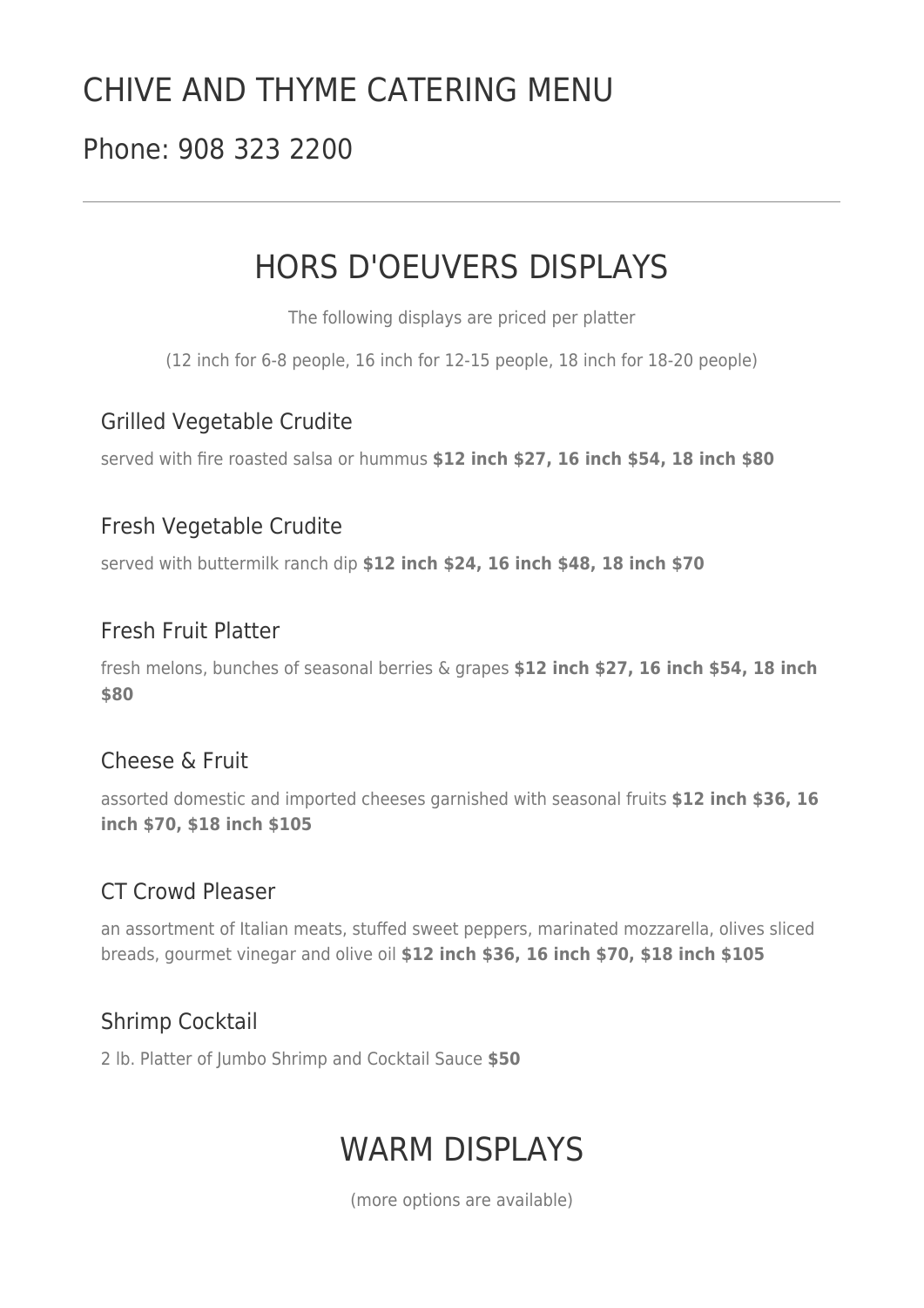# CHIVE AND THYME CATERING MENU

## Phone: 908 323 2200

---

## HORS D'OEUVERS DISPLAYS

The following displays are priced per platter

(12 inch for 6-8 people, 16 inch for 12-15 people, 18 inch for 18-20 people)

### Grilled Vegetable Crudite

served with fire roasted salsa or hummus **$12 inch $27, 16 inch $54, 18 inch $80**

### Fresh Vegetable Crudite

served with buttermilk ranch dip **$12 inch $24, 16 inch $48, 18 inch $70**

### Fresh Fruit Platter

fresh melons, bunches of seasonal berries & grapes **$12 inch $27, 16 inch $54, 18 inch $80**

### Cheese & Fruit

assorted domestic and imported cheeses garnished with seasonal fruits **$12 inch $36, 16 inch $70, $18 inch $105**

### CT Crowd Pleaser

an assortment of Italian meats, stuffed sweet peppers, marinated mozzarella, olives sliced breads, gourmet vinegar and olive oil **$12 inch $36, 16 inch $70, $18 inch $105**

### Shrimp Cocktail

2 lb. Platter of Jumbo Shrimp and Cocktail Sauce **$50**

## WARM DISPLAYS

(more options are available)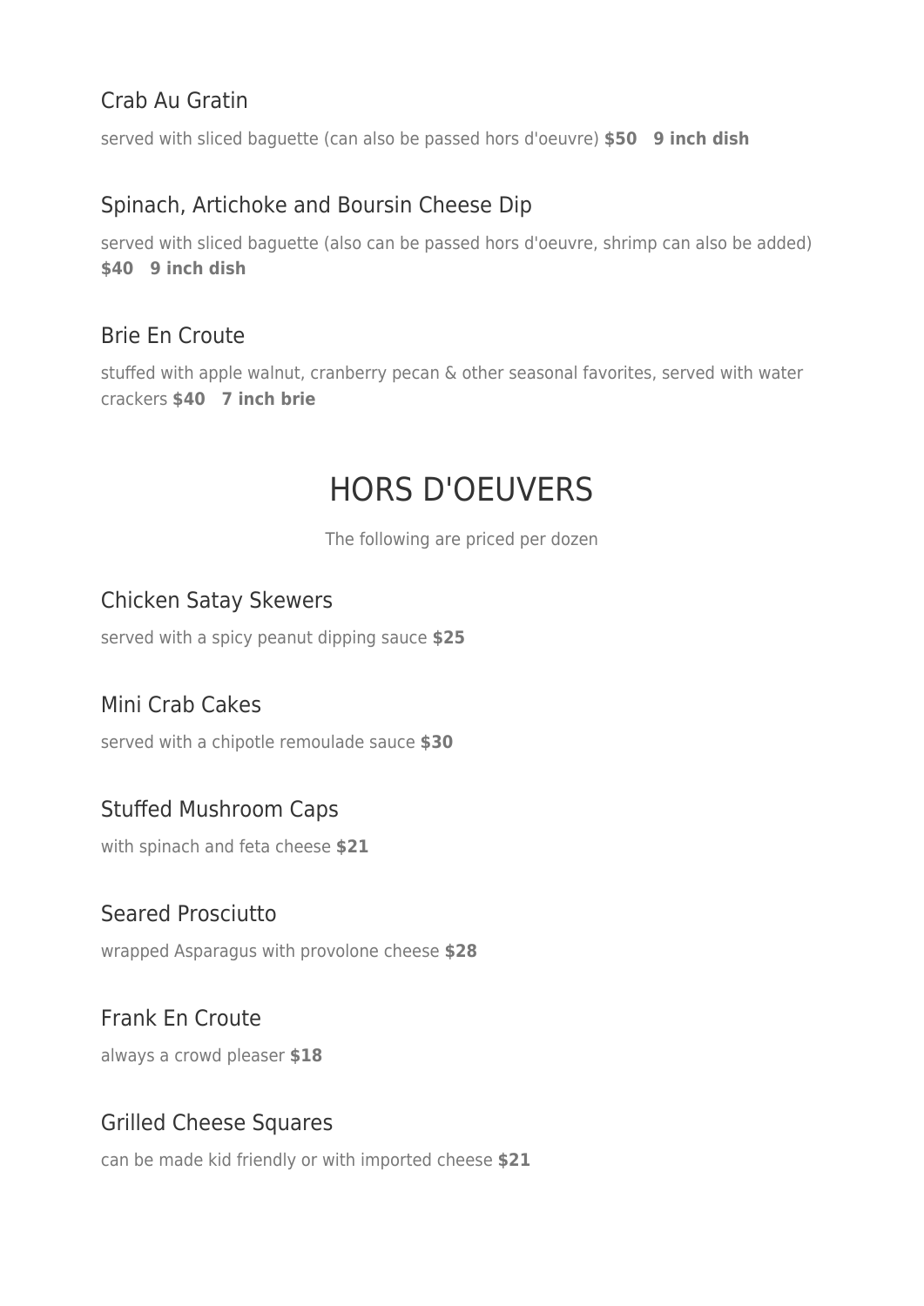### Crab Au Gratin

served with sliced baguette (can also be passed hors d'oeuvre) **$50 9 inch dish**

### Spinach, Artichoke and Boursin Cheese Dip

served with sliced baguette (also can be passed hors d'oeuvre, shrimp can also be added) **$40 9 inch dish**

### Brie En Croute

stuffed with apple walnut, cranberry pecan & other seasonal favorites, served with water crackers **$40 7 inch brie**

## HORS D'OEUVERS

The following are priced per dozen

### Chicken Satay Skewers

served with a spicy peanut dipping sauce **$25**

### Mini Crab Cakes

served with a chipotle remoulade sauce **$30**

### Stuffed Mushroom Caps

with spinach and feta cheese **$21**

### Seared Prosciutto

wrapped Asparagus with provolone cheese **$28**

### Frank En Croute

always a crowd pleaser **$18**

### Grilled Cheese Squares

can be made kid friendly or with imported cheese **$21**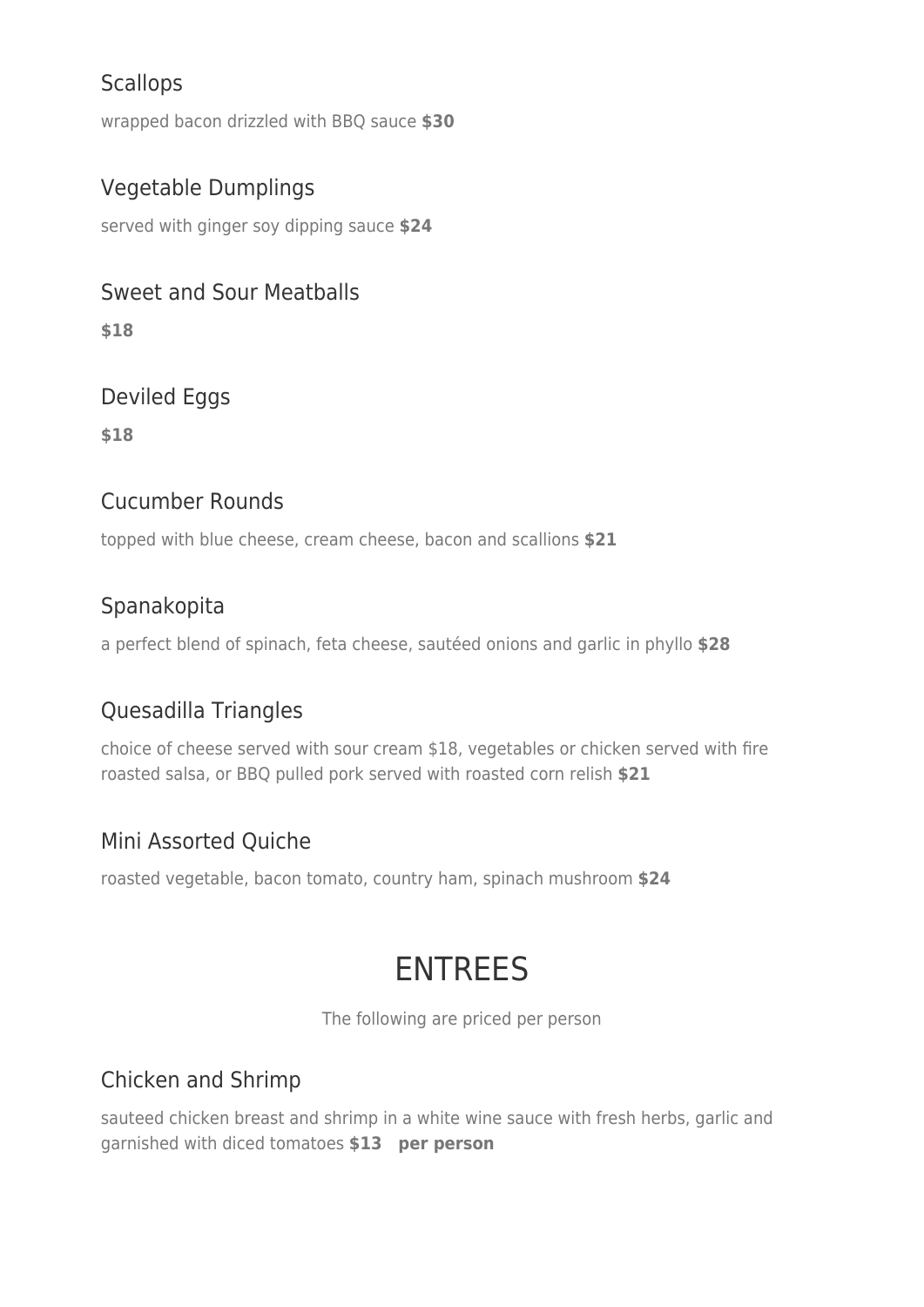### Scallops

wrapped bacon drizzled with BBQ sauce **$30**

### Vegetable Dumplings

served with ginger soy dipping sauce **$24**

### Sweet and Sour Meatballs

**$18**

### Deviled Eggs

**$18**

### Cucumber Rounds

topped with blue cheese, cream cheese, bacon and scallions **$21**

### Spanakopita

a perfect blend of spinach, feta cheese, sautéed onions and garlic in phyllo **$28**

### Quesadilla Triangles

choice of cheese served with sour cream $18, vegetables or chicken served with fire roasted salsa, or BBQ pulled pork served with roasted corn relish **$21**

### Mini Assorted Quiche

roasted vegetable, bacon tomato, country ham, spinach mushroom **$24**

## ENTREES

The following are priced per person

### Chicken and Shrimp

sauteed chicken breast and shrimp in a white wine sauce with fresh herbs, garlic and garnished with diced tomatoes **$13 per person**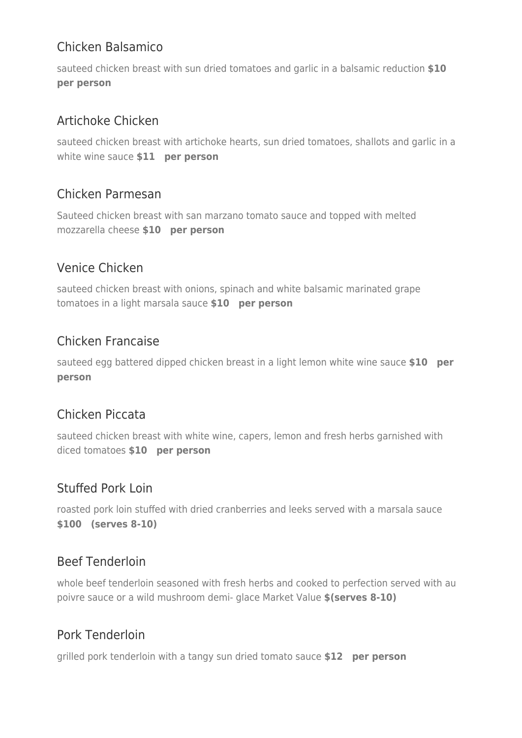## Chicken Balsamico

sauteed chicken breast with sun dried tomatoes and garlic in a balsamic reduction **$10 per person**

## Artichoke Chicken

sauteed chicken breast with artichoke hearts, sun dried tomatoes, shallots and garlic in a white wine sauce **$11 per person**

## Chicken Parmesan

Sauteed chicken breast with san marzano tomato sauce and topped with melted mozzarella cheese **$10 per person**

## Venice Chicken

sauteed chicken breast with onions, spinach and white balsamic marinated grape tomatoes in a light marsala sauce **$10 per person**

## Chicken Francaise

sauteed egg battered dipped chicken breast in a light lemon white wine sauce **$10 per person**

## Chicken Piccata

sauteed chicken breast with white wine, capers, lemon and fresh herbs garnished with diced tomatoes **$10 per person**

## Stuffed Pork Loin

roasted pork loin stuffed with dried cranberries and leeks served with a marsala sauce **$100 (serves 8-10)**

## Beef Tenderloin

whole beef tenderloin seasoned with fresh herbs and cooked to perfection served with au poivre sauce or a wild mushroom demi- glace Market Value **$(serves 8-10)**

## Pork Tenderloin

grilled pork tenderloin with a tangy sun dried tomato sauce **$12 per person**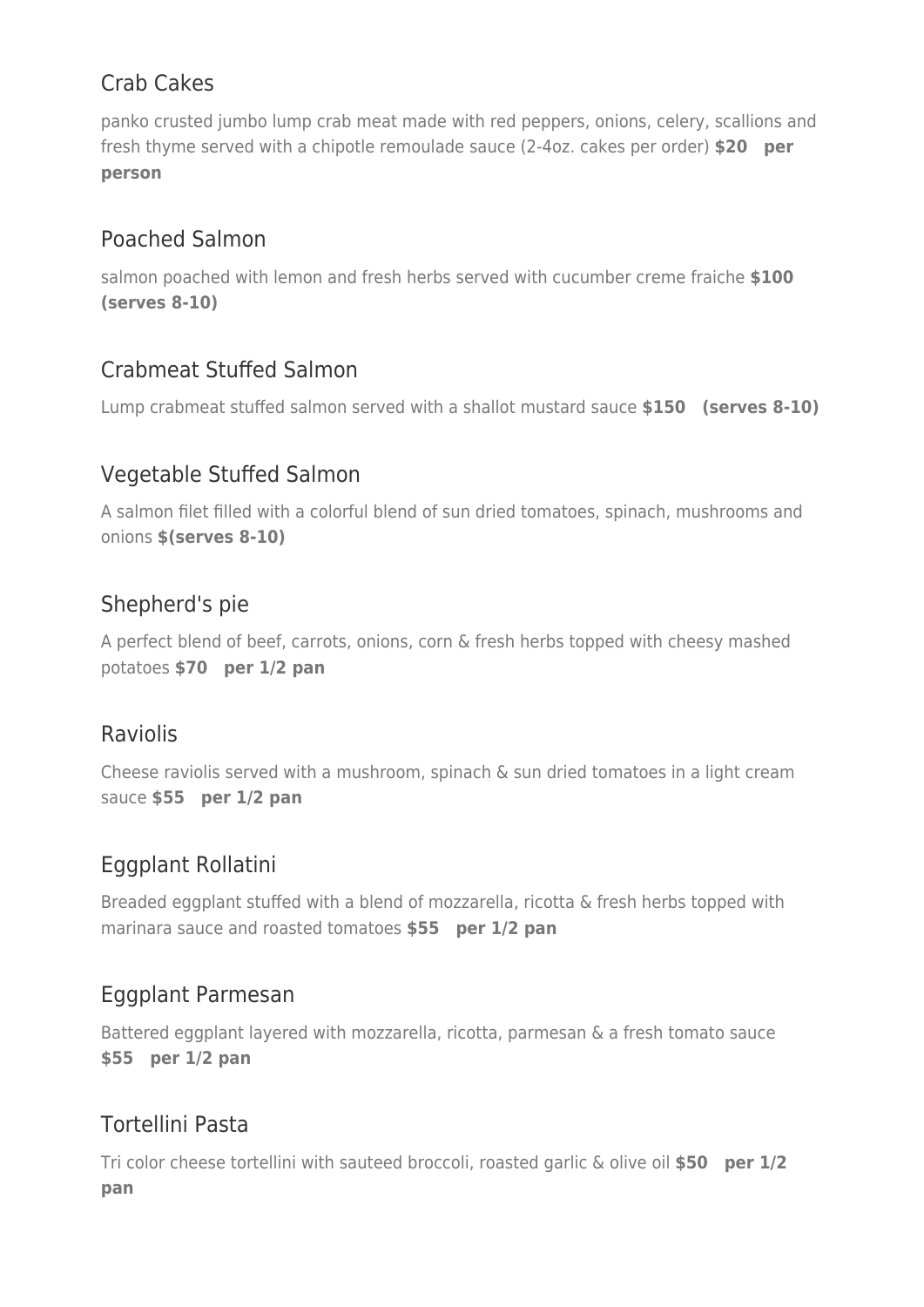## Crab Cakes

panko crusted jumbo lump crab meat made with red peppers, onions, celery, scallions and fresh thyme served with a chipotle remoulade sauce (2-4oz. cakes per order) **$20 per person**

## Poached Salmon

salmon poached with lemon and fresh herbs served with cucumber creme fraiche **$100 (serves 8-10)**

## Crabmeat Stuffed Salmon

Lump crabmeat stuffed salmon served with a shallot mustard sauce **$150 (serves 8-10)**

## Vegetable Stuffed Salmon

A salmon filet filled with a colorful blend of sun dried tomatoes, spinach, mushrooms and onions **$(serves 8-10)**

## Shepherd's pie

A perfect blend of beef, carrots, onions, corn & fresh herbs topped with cheesy mashed potatoes **$70 per 1/2 pan**

## Raviolis

Cheese raviolis served with a mushroom, spinach & sun dried tomatoes in a light cream sauce **$55 per 1/2 pan**

## Eggplant Rollatini

Breaded eggplant stuffed with a blend of mozzarella, ricotta & fresh herbs topped with marinara sauce and roasted tomatoes **$55 per 1/2 pan**

## Eggplant Parmesan

Battered eggplant layered with mozzarella, ricotta, parmesan & a fresh tomato sauce **$55 per 1/2 pan**

## Tortellini Pasta

Tri color cheese tortellini with sauteed broccoli, roasted garlic & olive oil **$50 per 1/2 pan**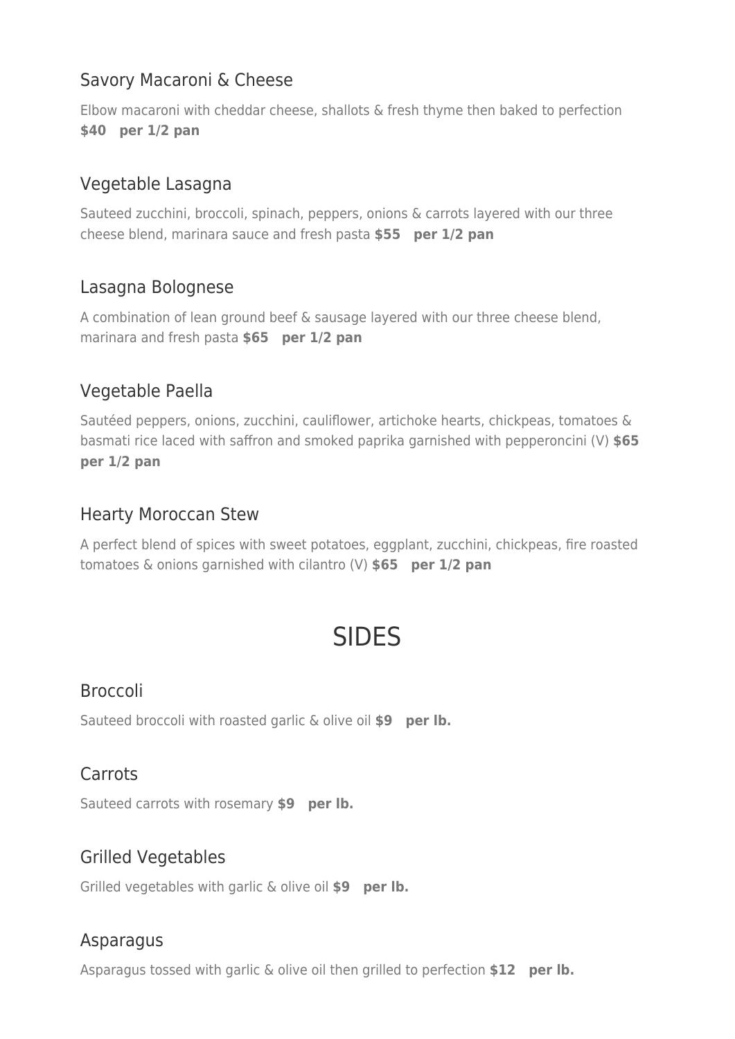### Savory Macaroni & Cheese

Elbow macaroni with cheddar cheese, shallots & fresh thyme then baked to perfection **$40 per 1/2 pan**

### Vegetable Lasagna

Sauteed zucchini, broccoli, spinach, peppers, onions & carrots layered with our three cheese blend, marinara sauce and fresh pasta **$55 per 1/2 pan**

### Lasagna Bolognese

A combination of lean ground beef & sausage layered with our three cheese blend, marinara and fresh pasta **$65 per 1/2 pan**

### Vegetable Paella

Sautéed peppers, onions, zucchini, cauliflower, artichoke hearts, chickpeas, tomatoes & basmati rice laced with saffron and smoked paprika garnished with pepperoncini (V) **$65 per 1/2 pan**

### Hearty Moroccan Stew

A perfect blend of spices with sweet potatoes, eggplant, zucchini, chickpeas, fire roasted tomatoes & onions garnished with cilantro (V) **$65 per 1/2 pan**

## SIDES

### Broccoli

Sauteed broccoli with roasted garlic & olive oil **$9 per lb.**

### Carrots

Sauteed carrots with rosemary **$9 per lb.**

### Grilled Vegetables

Grilled vegetables with garlic & olive oil **$9 per lb.**

### Asparagus

Asparagus tossed with garlic & olive oil then grilled to perfection **$12 per lb.**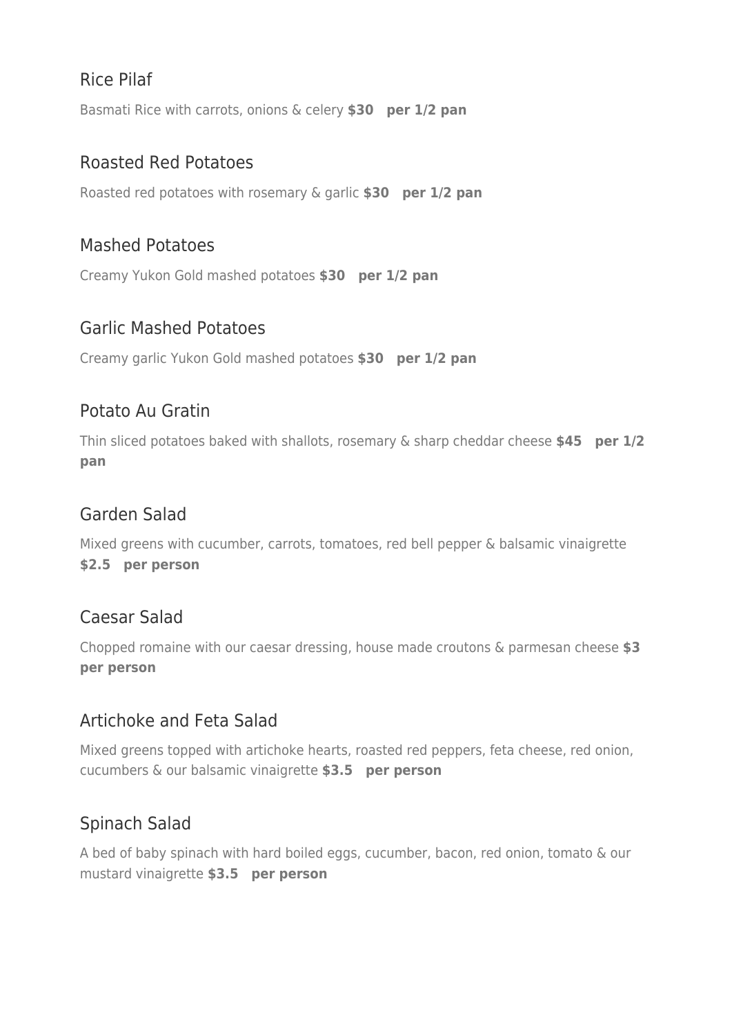## Rice Pilaf

Basmati Rice with carrots, onions & celery **$30 per 1/2 pan**

## Roasted Red Potatoes

Roasted red potatoes with rosemary & garlic **$30 per 1/2 pan**

## Mashed Potatoes

Creamy Yukon Gold mashed potatoes **$30 per 1/2 pan**

## Garlic Mashed Potatoes

Creamy garlic Yukon Gold mashed potatoes **$30 per 1/2 pan**

## Potato Au Gratin

Thin sliced potatoes baked with shallots, rosemary & sharp cheddar cheese **$45 per 1/2 pan**

## Garden Salad

Mixed greens with cucumber, carrots, tomatoes, red bell pepper & balsamic vinaigrette **$2.5 per person**

## Caesar Salad

Chopped romaine with our caesar dressing, house made croutons & parmesan cheese **$3 per person**

## Artichoke and Feta Salad

Mixed greens topped with artichoke hearts, roasted red peppers, feta cheese, red onion, cucumbers & our balsamic vinaigrette **$3.5 per person**

## Spinach Salad

A bed of baby spinach with hard boiled eggs, cucumber, bacon, red onion, tomato & our mustard vinaigrette **$3.5 per person**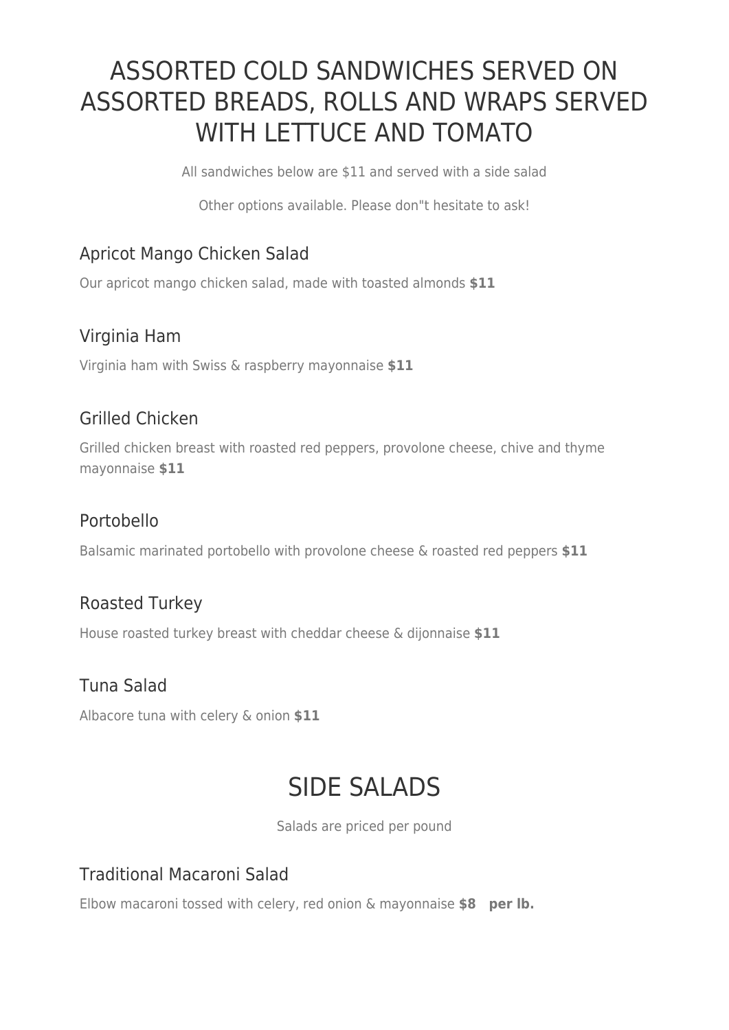# ASSORTED COLD SANDWICHES SERVED ON ASSORTED BREADS, ROLLS AND WRAPS SERVED WITH LETTUCE AND TOMATO

All sandwiches below are $11 and served with a side salad

Other options available. Please don"t hesitate to ask!

### Apricot Mango Chicken Salad

Our apricot mango chicken salad, made with toasted almonds **$11**

### Virginia Ham

Virginia ham with Swiss & raspberry mayonnaise **$11**

### Grilled Chicken

Grilled chicken breast with roasted red peppers, provolone cheese, chive and thyme mayonnaise **$11**

### Portobello

Balsamic marinated portobello with provolone cheese & roasted red peppers **$11**

### Roasted Turkey

House roasted turkey breast with cheddar cheese & dijonnaise **$11**

### Tuna Salad

Albacore tuna with celery & onion **$11**

# SIDE SALADS

Salads are priced per pound

### Traditional Macaroni Salad

Elbow macaroni tossed with celery, red onion & mayonnaise **$8 per lb.**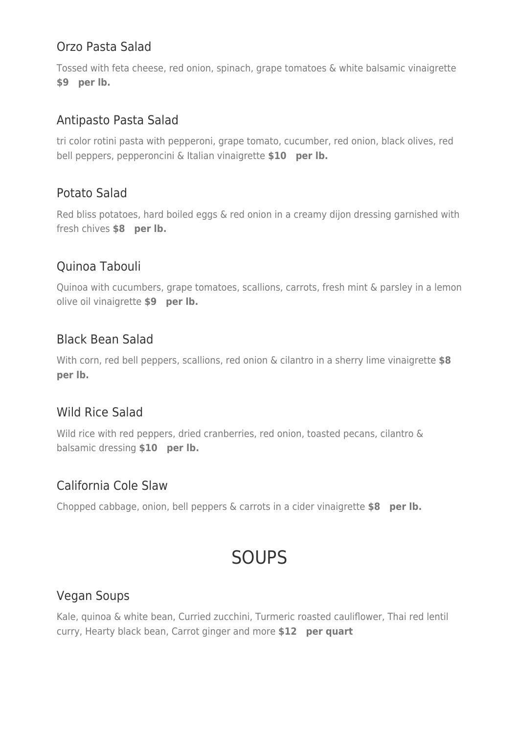### Orzo Pasta Salad

Tossed with feta cheese, red onion, spinach, grape tomatoes & white balsamic vinaigrette **$9 per lb.**

### Antipasto Pasta Salad

tri color rotini pasta with pepperoni, grape tomato, cucumber, red onion, black olives, red bell peppers, pepperoncini & Italian vinaigrette **$10 per lb.**

### Potato Salad

Red bliss potatoes, hard boiled eggs & red onion in a creamy dijon dressing garnished with fresh chives **$8 per lb.**

### Quinoa Tabouli

Quinoa with cucumbers, grape tomatoes, scallions, carrots, fresh mint & parsley in a lemon olive oil vinaigrette **$9 per lb.**

### Black Bean Salad

With corn, red bell peppers, scallions, red onion & cilantro in a sherry lime vinaigrette **$8 per lb.**

### Wild Rice Salad

Wild rice with red peppers, dried cranberries, red onion, toasted pecans, cilantro & balsamic dressing **$10 per lb.**

### California Cole Slaw

Chopped cabbage, onion, bell peppers & carrots in a cider vinaigrette **$8 per lb.**

## SOUPS

### Vegan Soups

Kale, quinoa & white bean, Curried zucchini, Turmeric roasted cauliflower, Thai red lentil curry, Hearty black bean, Carrot ginger and more **$12 per quart**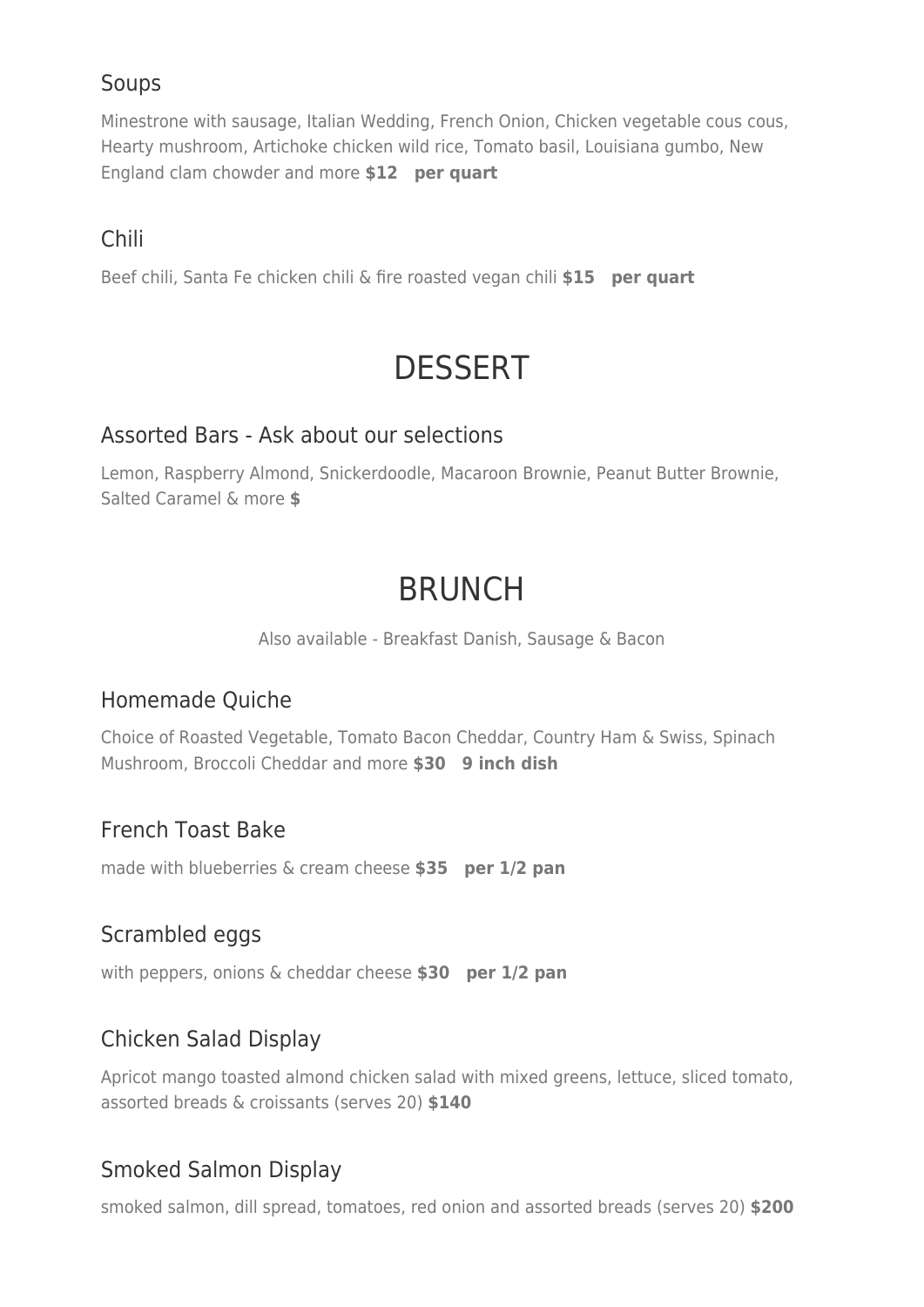### Soups

Minestrone with sausage, Italian Wedding, French Onion, Chicken vegetable cous cous, Hearty mushroom, Artichoke chicken wild rice, Tomato basil, Louisiana gumbo, New England clam chowder and more **$12 per quart**

### Chili

Beef chili, Santa Fe chicken chili & fire roasted vegan chili **$15 per quart**

## DESSERT

### Assorted Bars - Ask about our selections

Lemon, Raspberry Almond, Snickerdoodle, Macaroon Brownie, Peanut Butter Brownie, Salted Caramel & more **$**

## BRUNCH

Also available - Breakfast Danish, Sausage & Bacon

### Homemade Quiche

Choice of Roasted Vegetable, Tomato Bacon Cheddar, Country Ham & Swiss, Spinach Mushroom, Broccoli Cheddar and more **$30 9 inch dish**

### French Toast Bake

made with blueberries & cream cheese **$35 per 1/2 pan**

### Scrambled eggs

with peppers, onions & cheddar cheese **$30 per 1/2 pan**

### Chicken Salad Display

Apricot mango toasted almond chicken salad with mixed greens, lettuce, sliced tomato, assorted breads & croissants (serves 20) **$140**

### Smoked Salmon Display

smoked salmon, dill spread, tomatoes, red onion and assorted breads (serves 20) **$200**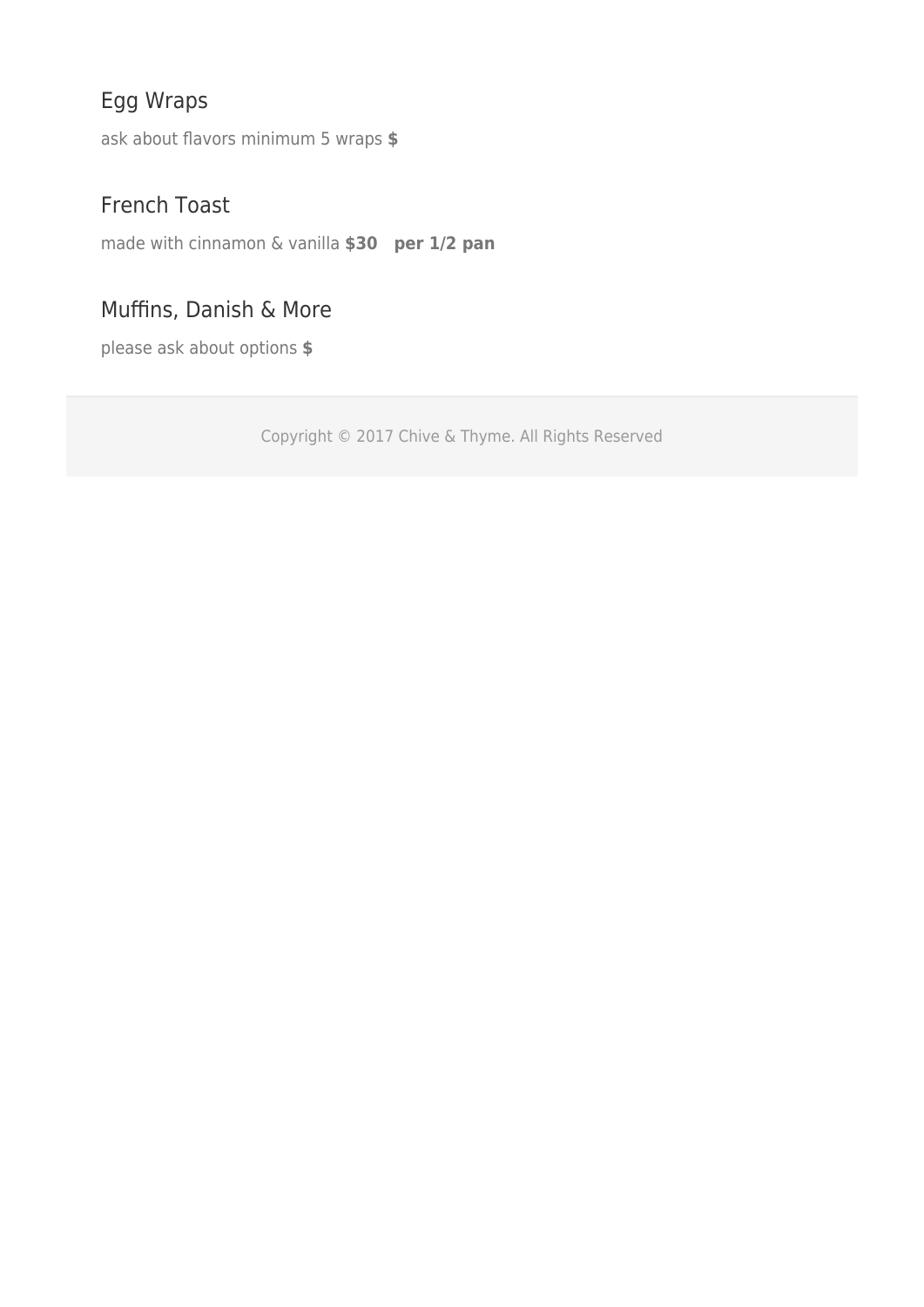## Egg Wraps

ask about flavors minimum 5 wraps **$**

## French Toast

made with cinnamon & vanilla **$30 per 1/2 pan**

## Muffins, Danish & More

please ask about options **$**

Copyright © 2017 Chive & Thyme. All Rights Reserved